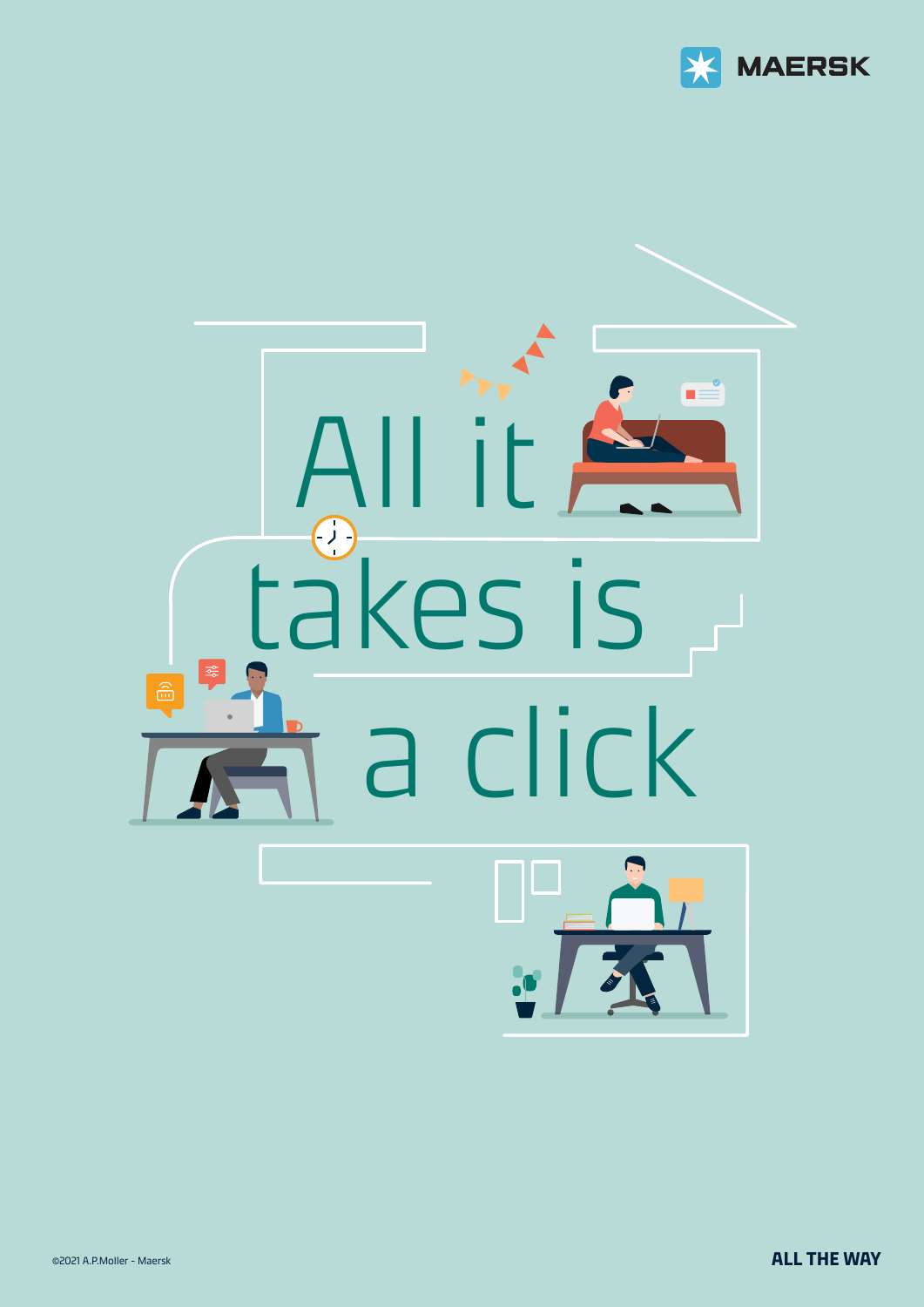MAERSK

# All it takes is a click

©2021 A.P.Moller - Maersk

ALL THE WAY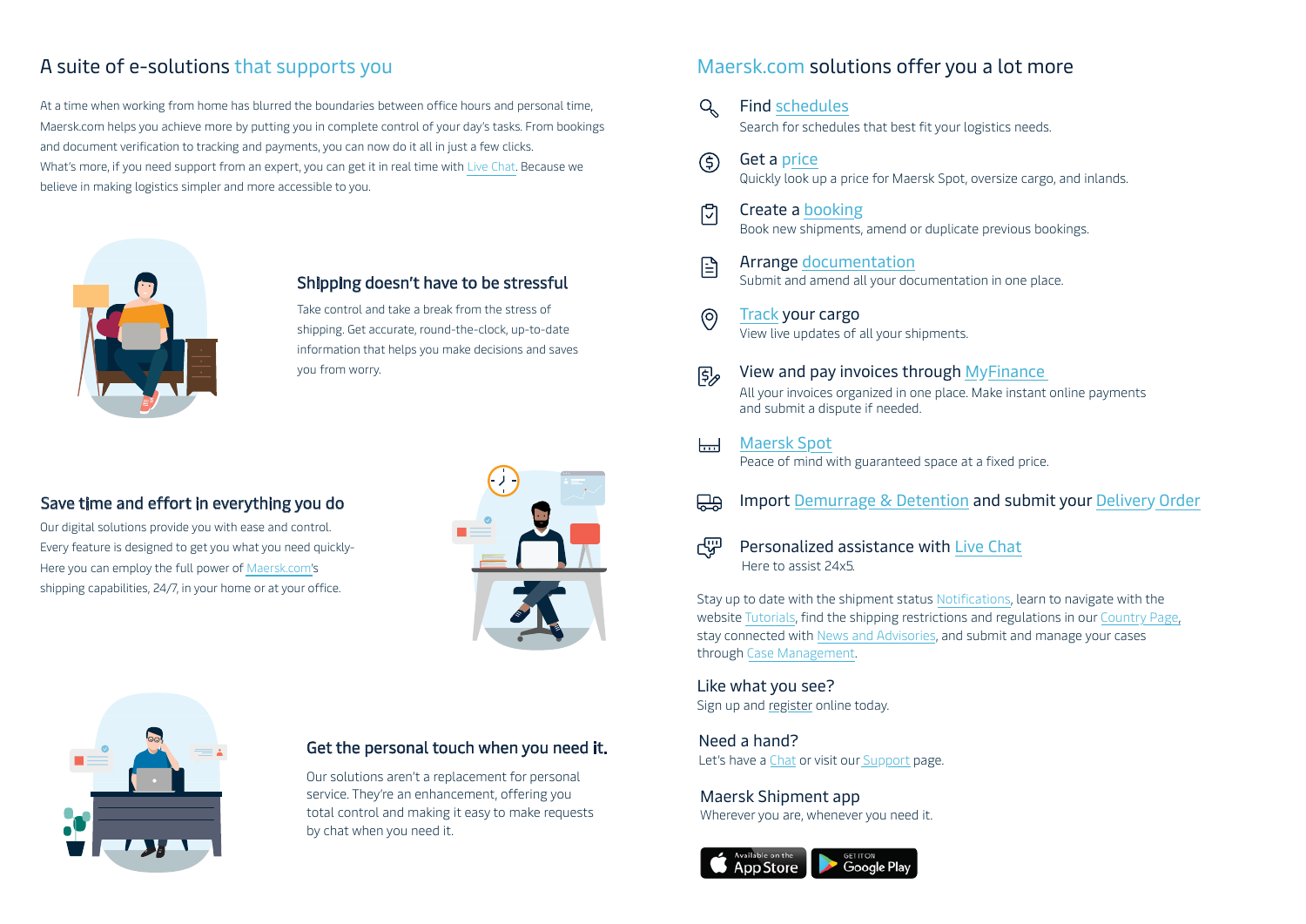## A suite of e-solutions that supports you

At a time when working from home has blurred the boundaries between office hours and personal time, Maersk.com helps you achieve more by putting you in complete control of your day's tasks. From bookings and document verification to tracking and payments, you can now do it all in just a few clicks. What's more, if you need support from an expert, you can get it in real time with Live Chat. Because we believe in making logistics simpler and more accessible to you.

### Shipping doesn't have to be stressful

Take control and take a break from the stress of shipping. Get accurate, round-the-clock, up-to-date information that helps you make decisions and saves you from worry.

### Save time and effort in everything you do

Our digital solutions provide you with ease and control. Every feature is designed to get you what you need quickly- Here you can employ the full power of Maersk.com's shipping capabilities, 24/7, in your home or at your office.

### Get the personal touch when you need it.

Our solutions aren't a replacement for personal service. They're an enhancement, offering you total control and making it easy to make requests by chat when you need it.

## Maersk.com solutions offer you a lot more

**Find schedules**
Search for schedules that best fit your logistics needs.

**Get a price**
Quickly look up a price for Maersk Spot, oversize cargo, and inlands.

**Create a booking**
Book new shipments, amend or duplicate previous bookings.

**Arrange documentation**
Submit and amend all your documentation in one place.

**Track your cargo**
View live updates of all your shipments.

**View and pay invoices through MyFinance**
All your invoices organized in one place. Make instant online payments and submit a dispute if needed.

**Maersk Spot**
Peace of mind with guaranteed space at a fixed price.

**Import Demurrage & Detention and submit your Delivery Order**

**Personalized assistance with Live Chat**
Here to assist 24x5.

Stay up to date with the shipment status Notifications, learn to navigate with the website Tutorials, find the shipping restrictions and regulations in our Country Page, stay connected with News and Advisories, and submit and manage your cases through Case Management.

### Like what you see?

Sign up and register online today.

### Need a hand?

Let's have a Chat or visit our Support page.

### Maersk Shipment app

Wherever you are, whenever you need it.

Available on the App Store

GET IT ON Google Play